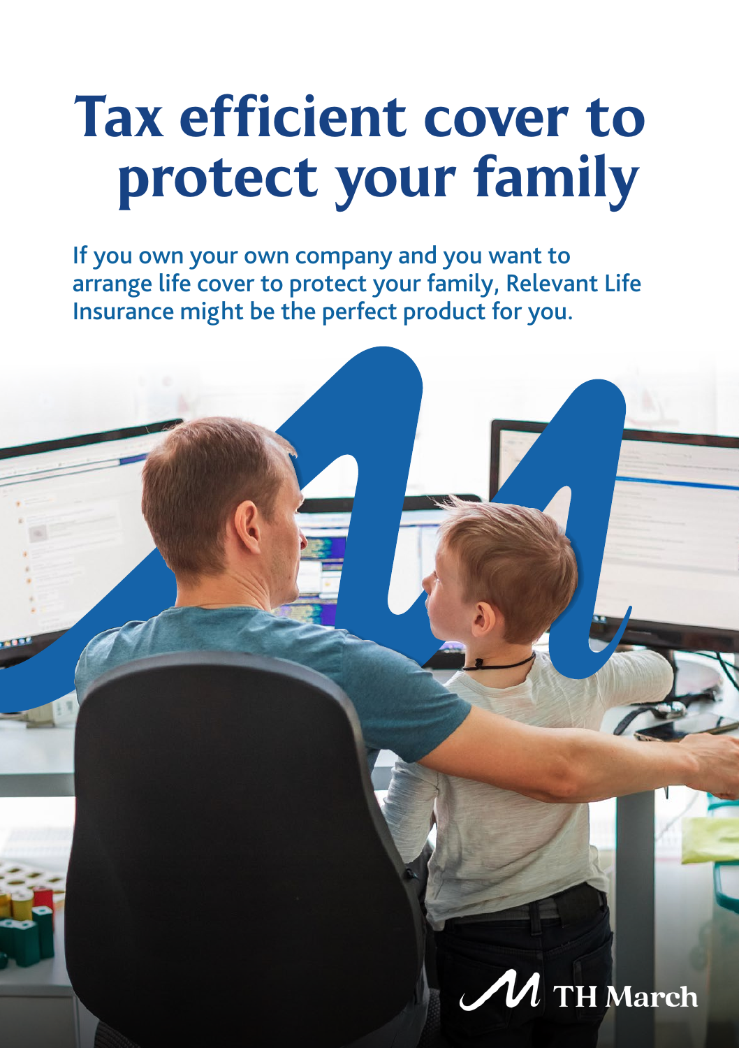# Tax efficient cover to protect your family

If you own your own company and you want to arrange life cover to protect your family, Relevant Life Insurance might be the perfect product for you.

TH March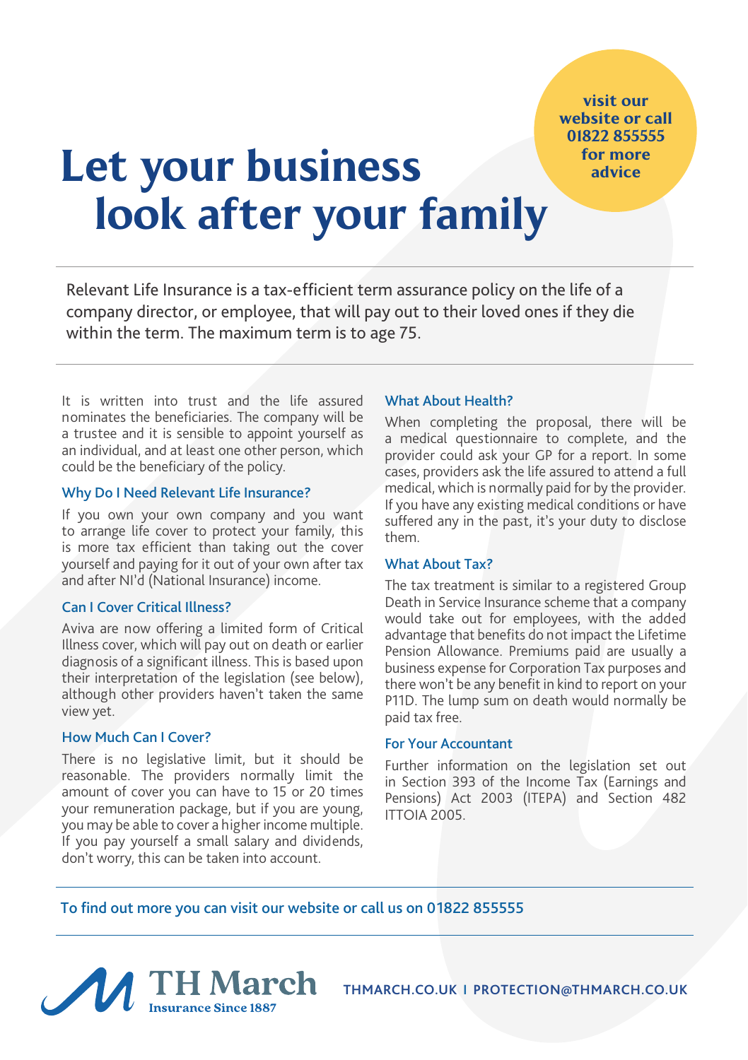visit our website or call 01822 855555 for more advice

# Let your business look after your family

Relevant Life Insurance is a tax-efficient term assurance policy on the life of a company director, or employee, that will pay out to their loved ones if they die within the term. The maximum term is to age 75.

It is written into trust and the life assured nominates the beneficiaries. The company will be a trustee and it is sensible to appoint yourself as an individual, and at least one other person, which could be the beneficiary of the policy.

### Why Do I Need Relevant Life Insurance?

If you own your own company and you want to arrange life cover to protect your family, this is more tax efficient than taking out the cover yourself and paying for it out of your own after tax and after NI'd (National Insurance) income.

### Can I Cover Critical Illness?

Aviva are now offering a limited form of Critical Illness cover, which will pay out on death or earlier diagnosis of a significant illness. This is based upon their interpretation of the legislation (see below), although other providers haven't taken the same view yet.

### How Much Can I Cover?

There is no legislative limit, but it should be reasonable. The providers normally limit the amount of cover you can have to 15 or 20 times your remuneration package, but if you are young, you may be able to cover a higher income multiple. If you pay yourself a small salary and dividends, don't worry, this can be taken into account.

### What About Health?

When completing the proposal, there will be a medical questionnaire to complete, and the provider could ask your GP for a report. In some cases, providers ask the life assured to attend a full medical, which is normally paid for by the provider. If you have any existing medical conditions or have suffered any in the past, it's your duty to disclose them.

### What About Tax?

The tax treatment is similar to a registered Group Death in Service Insurance scheme that a company would take out for employees, with the added advantage that benefits do not impact the Lifetime Pension Allowance. Premiums paid are usually a business expense for Corporation Tax purposes and there won't be any benefit in kind to report on your P11D. The lump sum on death would normally be paid tax free.

### For Your Accountant

Further information on the legislation set out in Section 393 of the Income Tax (Earnings and Pensions) Act 2003 (ITEPA) and Section 482 ITTOIA 2005.

To find out more you can visit our website or call us on 01822 855555

TH March
Insurance Since 1887

THMARCH.CO.UK | PROTECTION@THMARCH.CO.UK